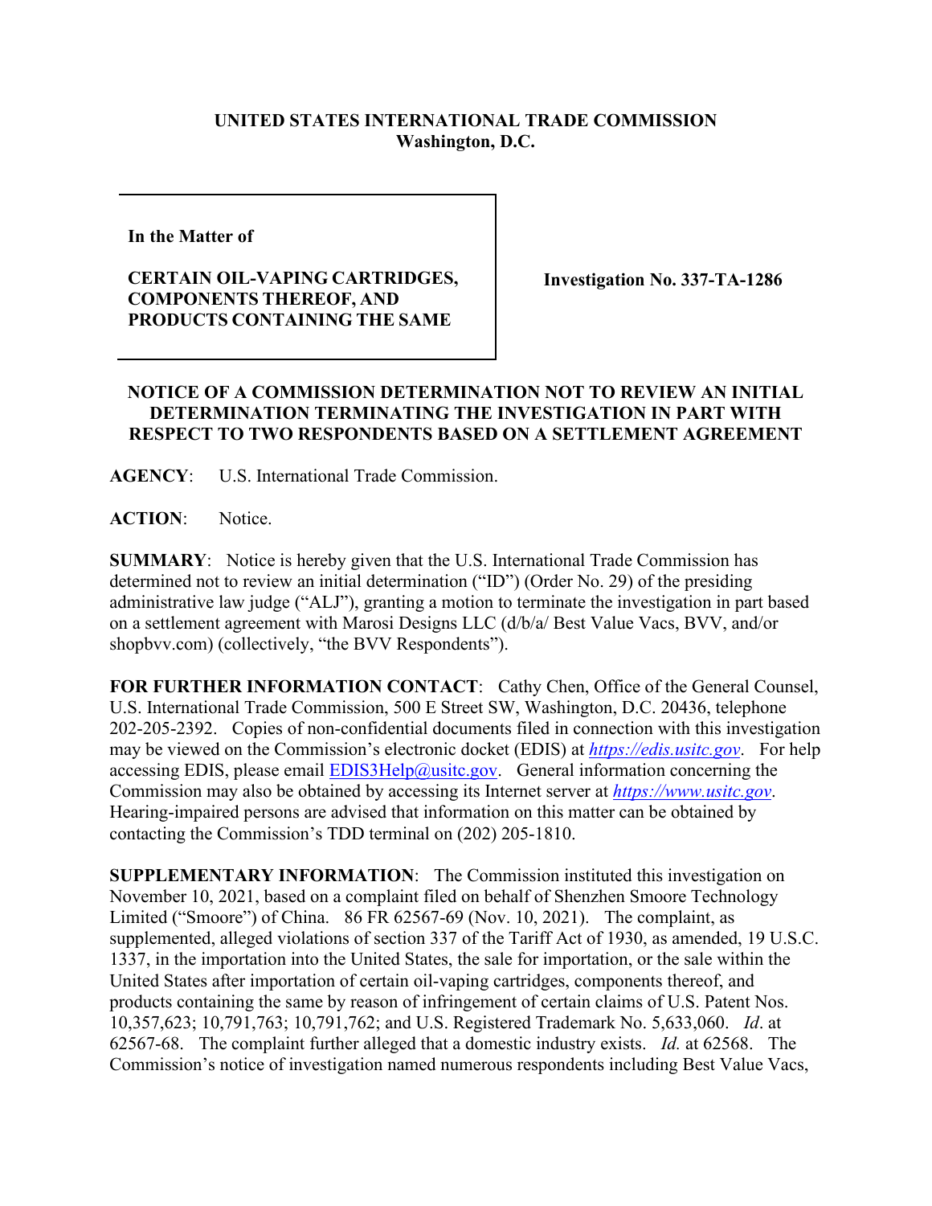**UNITED STATES INTERNATIONAL TRADE COMMISSION**
**Washington, D.C.**

| | |
|---|---|
| **In the Matter of**<br><br>**CERTAIN OIL-VAPING CARTRIDGES, COMPONENTS THEREOF, AND PRODUCTS CONTAINING THE SAME** | **Investigation No. 337-TA-1286** |

**NOTICE OF A COMMISSION DETERMINATION NOT TO REVIEW AN INITIAL DETERMINATION TERMINATING THE INVESTIGATION IN PART WITH RESPECT TO TWO RESPONDENTS BASED ON A SETTLEMENT AGREEMENT**

**AGENCY**: U.S. International Trade Commission.

**ACTION**: Notice.

**SUMMARY**: Notice is hereby given that the U.S. International Trade Commission has determined not to review an initial determination ("ID") (Order No. 29) of the presiding administrative law judge ("ALJ"), granting a motion to terminate the investigation in part based on a settlement agreement with Marosi Designs LLC (d/b/a/ Best Value Vacs, BVV, and/or shopbvv.com) (collectively, "the BVV Respondents").

**FOR FURTHER INFORMATION CONTACT**: Cathy Chen, Office of the General Counsel, U.S. International Trade Commission, 500 E Street SW, Washington, D.C. 20436, telephone 202-205-2392. Copies of non-confidential documents filed in connection with this investigation may be viewed on the Commission's electronic docket (EDIS) at *https://edis.usitc.gov*. For help accessing EDIS, please email EDIS3Help@usitc.gov. General information concerning the Commission may also be obtained by accessing its Internet server at *https://www.usitc.gov*. Hearing-impaired persons are advised that information on this matter can be obtained by contacting the Commission's TDD terminal on (202) 205-1810.

**SUPPLEMENTARY INFORMATION**: The Commission instituted this investigation on November 10, 2021, based on a complaint filed on behalf of Shenzhen Smoore Technology Limited ("Smoore") of China. 86 FR 62567-69 (Nov. 10, 2021). The complaint, as supplemented, alleged violations of section 337 of the Tariff Act of 1930, as amended, 19 U.S.C. 1337, in the importation into the United States, the sale for importation, or the sale within the United States after importation of certain oil-vaping cartridges, components thereof, and products containing the same by reason of infringement of certain claims of U.S. Patent Nos. 10,357,623; 10,791,763; 10,791,762; and U.S. Registered Trademark No. 5,633,060. *Id*. at 62567-68. The complaint further alleged that a domestic industry exists. *Id.* at 62568. The Commission's notice of investigation named numerous respondents including Best Value Vacs,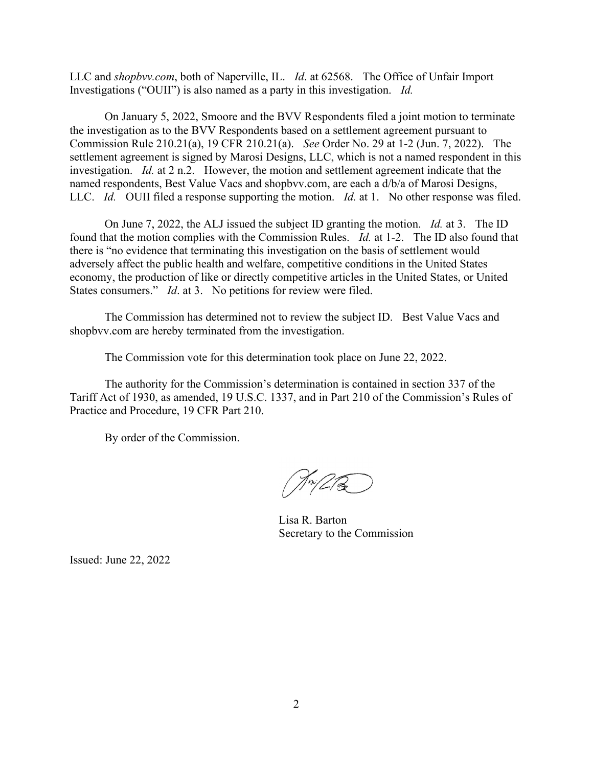LLC and *shopbvv.com*, both of Naperville, IL. *Id*. at 62568. The Office of Unfair Import Investigations ("OUII") is also named as a party in this investigation. *Id.*

On January 5, 2022, Smoore and the BVV Respondents filed a joint motion to terminate the investigation as to the BVV Respondents based on a settlement agreement pursuant to Commission Rule 210.21(a), 19 CFR 210.21(a). *See* Order No. 29 at 1-2 (Jun. 7, 2022). The settlement agreement is signed by Marosi Designs, LLC, which is not a named respondent in this investigation. *Id.* at 2 n.2. However, the motion and settlement agreement indicate that the named respondents, Best Value Vacs and shopbvv.com, are each a d/b/a of Marosi Designs, LLC. *Id.* OUII filed a response supporting the motion. *Id.* at 1. No other response was filed.

On June 7, 2022, the ALJ issued the subject ID granting the motion. *Id.* at 3. The ID found that the motion complies with the Commission Rules. *Id.* at 1-2. The ID also found that there is "no evidence that terminating this investigation on the basis of settlement would adversely affect the public health and welfare, competitive conditions in the United States economy, the production of like or directly competitive articles in the United States, or United States consumers." *Id*. at 3. No petitions for review were filed.

The Commission has determined not to review the subject ID. Best Value Vacs and shopbvv.com are hereby terminated from the investigation.

The Commission vote for this determination took place on June 22, 2022.

The authority for the Commission's determination is contained in section 337 of the Tariff Act of 1930, as amended, 19 U.S.C. 1337, and in Part 210 of the Commission's Rules of Practice and Procedure, 19 CFR Part 210.

By order of the Commission.

Lisa R. Barton
Secretary to the Commission

Issued: June 22, 2022